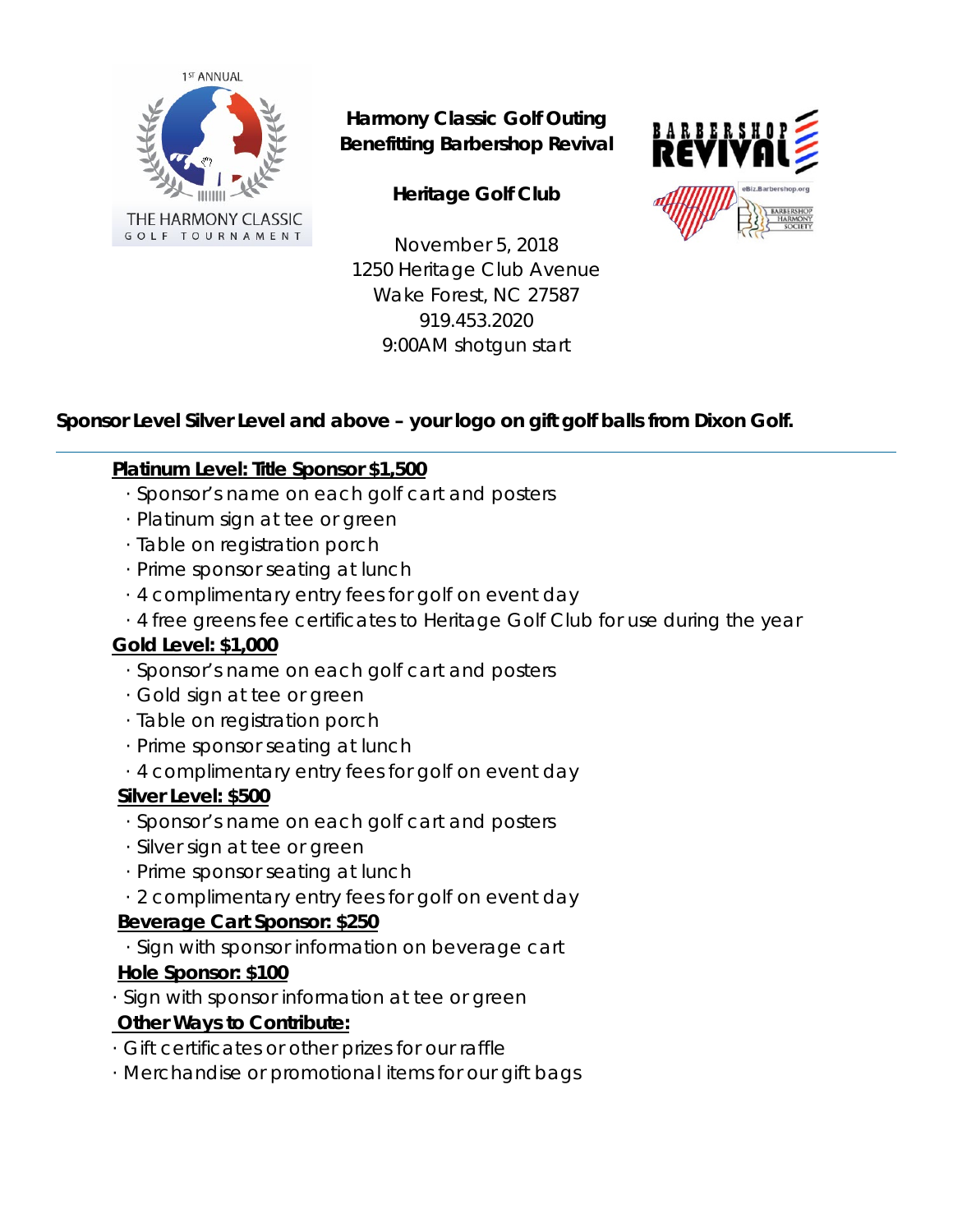**Harmony Classic Golf Outing**
**Benefitting Barbershop Revival**

**Heritage Golf Club**

November 5, 2018
1250 Heritage Club Avenue
Wake Forest, NC 27587
919.453.2020
9:00AM shotgun start

**Sponsor Level Silver Level and above – your logo on gift golf balls from Dixon Golf.**

---

**Platinum Level: Title Sponsor $1,500**

- Sponsor's name on each golf cart and posters
- Platinum sign at tee or green
- Table on registration porch
- Prime sponsor seating at lunch
- 4 complimentary entry fees for golf on event day
- 4 free greens fee certificates to Heritage Golf Club for use during the year

**Gold Level: $1,000**

- Sponsor's name on each golf cart and posters
- Gold sign at tee or green
- Table on registration porch
- Prime sponsor seating at lunch
- 4 complimentary entry fees for golf on event day

**Silver Level: $500**

- Sponsor's name on each golf cart and posters
- Silver sign at tee or green
- Prime sponsor seating at lunch
- 2 complimentary entry fees for golf on event day

**Beverage Cart Sponsor: $250**

- Sign with sponsor information on beverage cart

**Hole Sponsor: $100**

- Sign with sponsor information at tee or green

**Other Ways to Contribute:**

- Gift certificates or other prizes for our raffle
- Merchandise or promotional items for our gift bags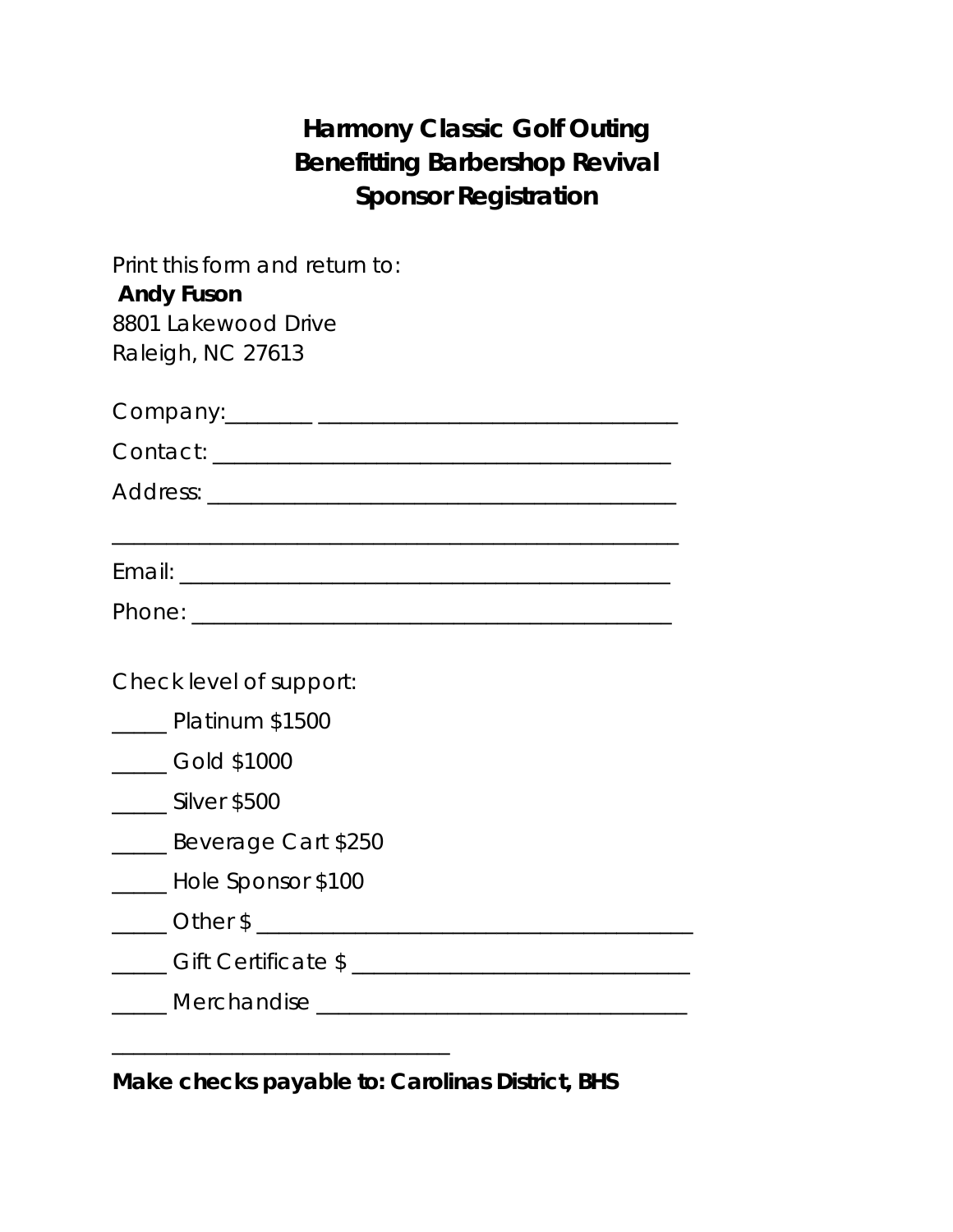# Harmony Classic Golf Outing
# Benefitting Barbershop Revival
# Sponsor Registration

Print this form and return to:
**Andy Fuson**
8801 Lakewood Drive
Raleigh, NC 27613

Company:________ ________________________________

Contact: ________________________________________

Address: ________________________________________

___________________________________________________

Email: ___________________________________________

Phone: __________________________________________

Check level of support:

_____ Platinum $1500

_____ Gold $1000

_____ Silver $500

_____ Beverage Cart $250

_____ Hole Sponsor $100

_____ Other $ _______________________________________

_____ Gift Certificate $ ______________________________

_____ Merchandise _________________________________

______________________________

**Make checks payable to: Carolinas District, BHS**